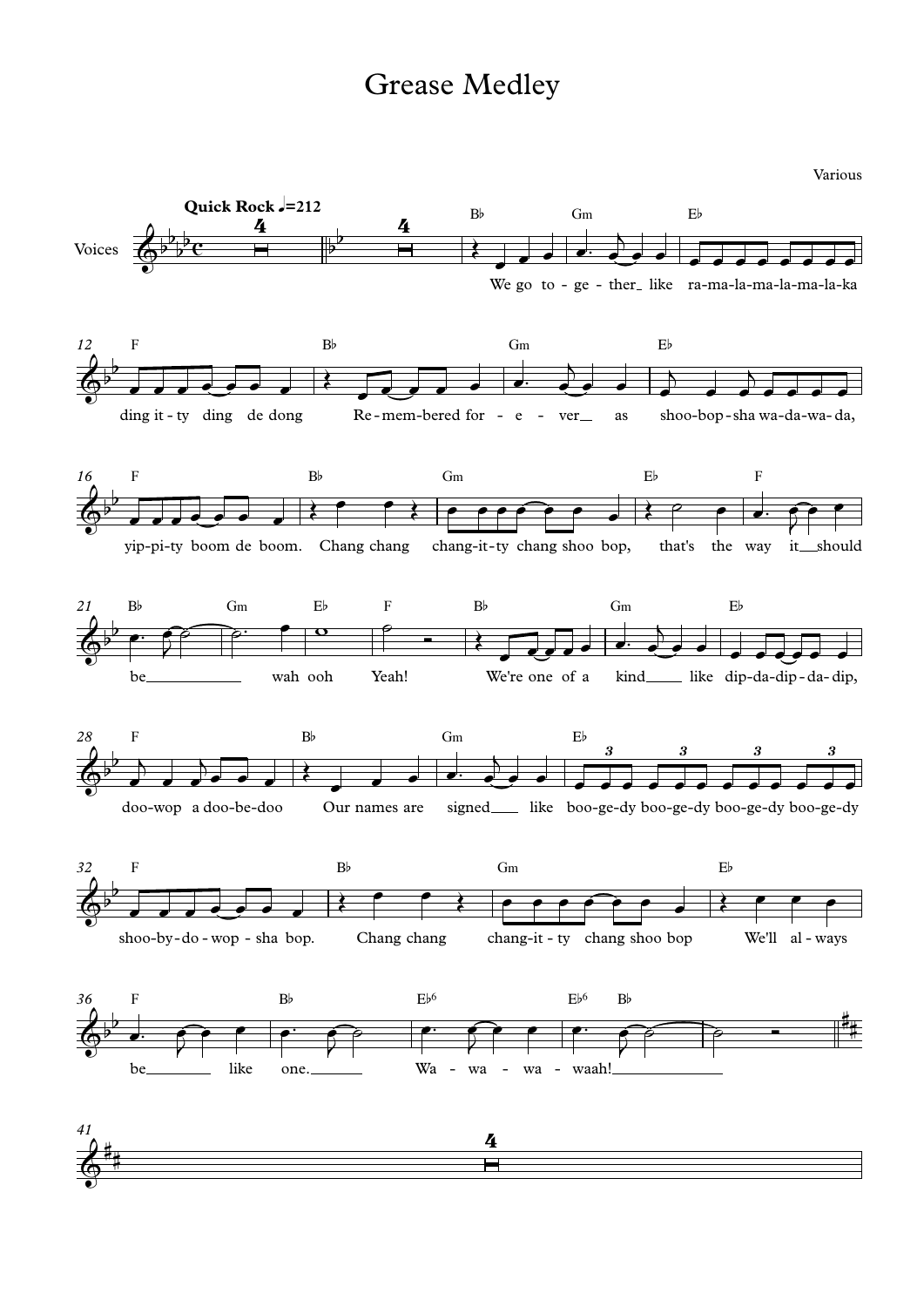# Grease Medley

Various

Quick Rock ♩=212

Voices

We go to - ge - ther like ra-ma-la-ma-la-ma-la-ka ding it - ty ding de dong Re - mem-bered for - e - ver as shoo-bop - sha wa-da-wa-da, yip-pi-ty boom de boom. Chang chang chang-it-ty chang shoo bop, that's the way it should be wah ooh Yeah! We're one of a kind like dip-da-dip - da-dip, doo-wop a doo-be-doo Our names are signed like boo-ge-dy boo-ge-dy boo-ge-dy boo-ge-dy shoo-by-do - wop - sha bop. Chang chang chang-it - ty chang shoo bop We'll al - ways be like one. Wa - wa - wa - waah!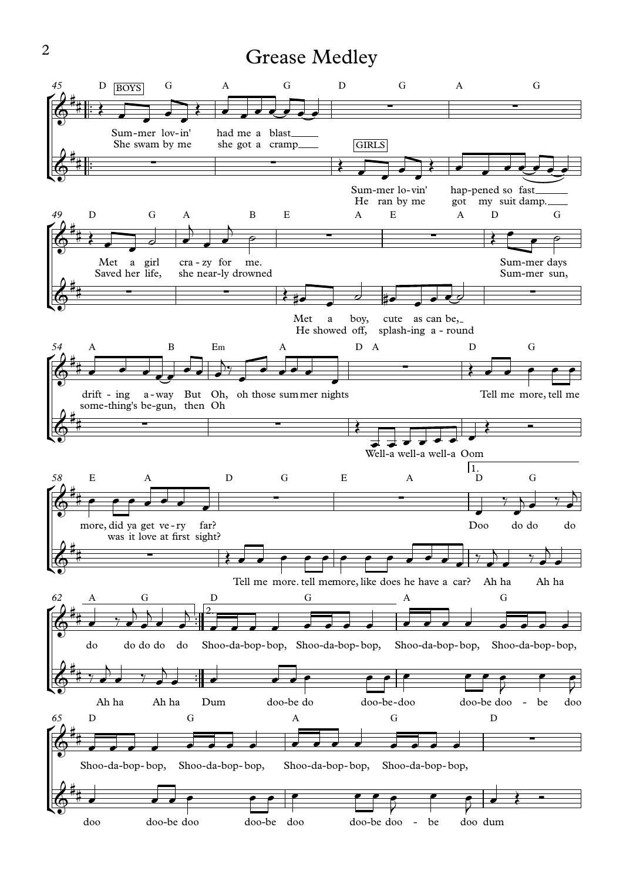# Grease Medley

BOYS: Sum-mer lov-in' had me a blast / She swam by me she got a cramp

GIRLS: Sum-mer lo-vin' hap-pened so fast / He ran by me got my suit damp.

Met a girl cra-zy for me. / Saved her life, she near-ly drowned

Met a boy, cute as can be, / He showed off, splash-ing a-round

Sum-mer days drift-ing a-way But Oh, oh those sum mer nights / Sum-mer sun, some-thing's be-gun, then Oh

Well-a well-a well-a Oom

Tell me more, tell me more, did ya get ve-ry far? / was it love at first sight?

Tell me more. tell me more, like does he have a car?

Doo do do do do do do do do

Ah ha Ah ha Ah ha Ah ha

Shoo-da-bop-bop, Shoo-da-bop-bop, Shoo-da-bop-bop, Shoo-da-bop-bop,

Dum doo-be do doo-be-doo doo-be doo-be doo

Shoo-da-bop-bop, Shoo-da-bop-bop, Shoo-da-bop-bop, Shoo-da-bop-bop,

doo doo-be doo doo-be doo doo-be doo-be doo dum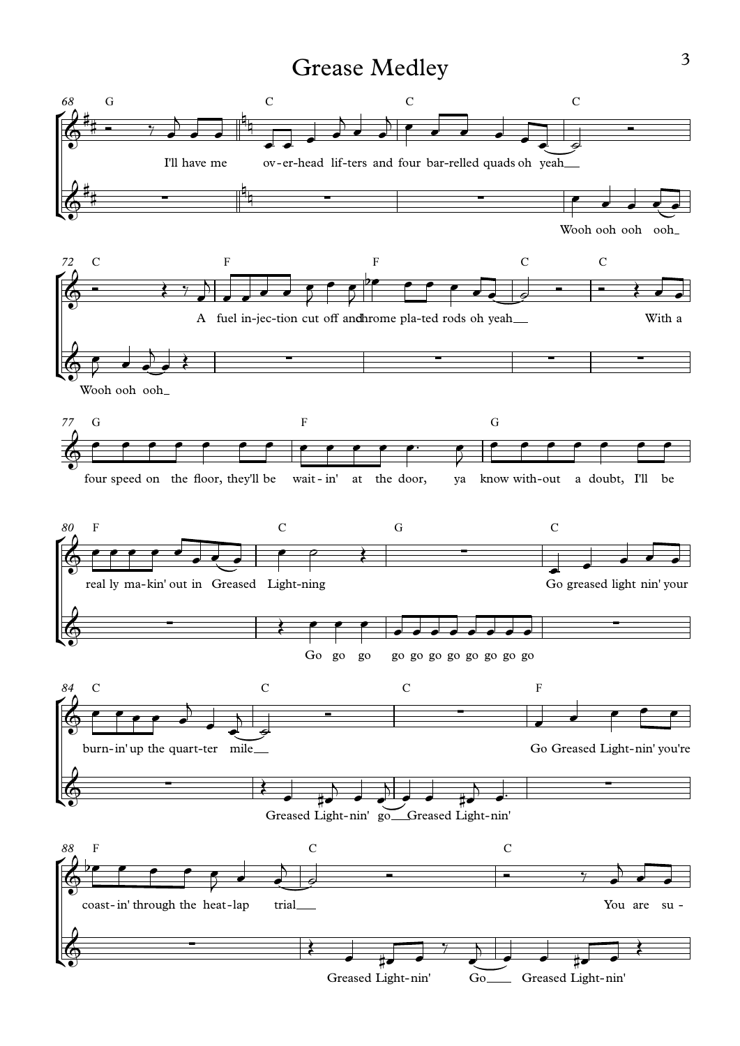# Grease Medley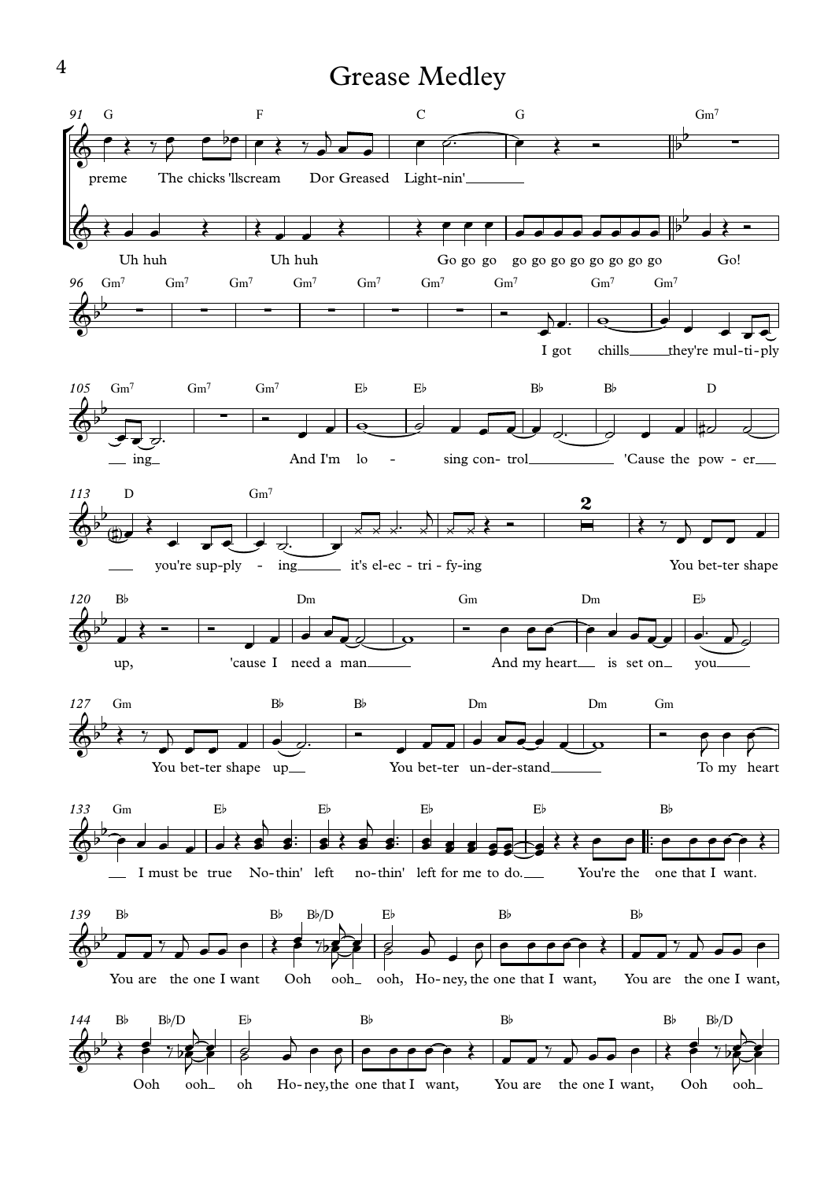# Grease Medley

91 G F C G Gm7

preme The chicks 'll scream Dor Greased Light-nin'

Uh huh Uh huh Go go go go go go go go go go go Go!

96 Gm7 Gm7 Gm7 Gm7 Gm7 Gm7 Gm7 Gm7 Gm7

I got chills they're mul-ti-ply

105 Gm7 Gm7 Gm7 E♭ E♭ B♭ B♭ D

ing And I'm lo - sing con- trol 'Cause the pow - er

113 D Gm7 2

you're sup-ply - ing it's el-ec - tri - fy-ing You bet-ter shape

120 B♭ Dm Gm Dm E♭

up, 'cause I need a man And my heart is set on you

127 Gm B♭ B♭ Dm Dm Gm

You bet-ter shape up You bet-ter un-der-stand To my heart

133 Gm E♭ E♭ E♭ E♭ B♭

I must be true No-thin' left no-thin' left for me to do. You're the one that I want.

139 B♭ B♭ B♭/D E♭ B♭ B♭

You are the one I want Ooh ooh ooh, Ho-ney, the one that I want, You are the one I want,

144 B♭ B♭/D E♭ B♭ B♭ B♭ B♭/D

Ooh ooh oh Ho-ney, the one that I want, You are the one I want, Ooh ooh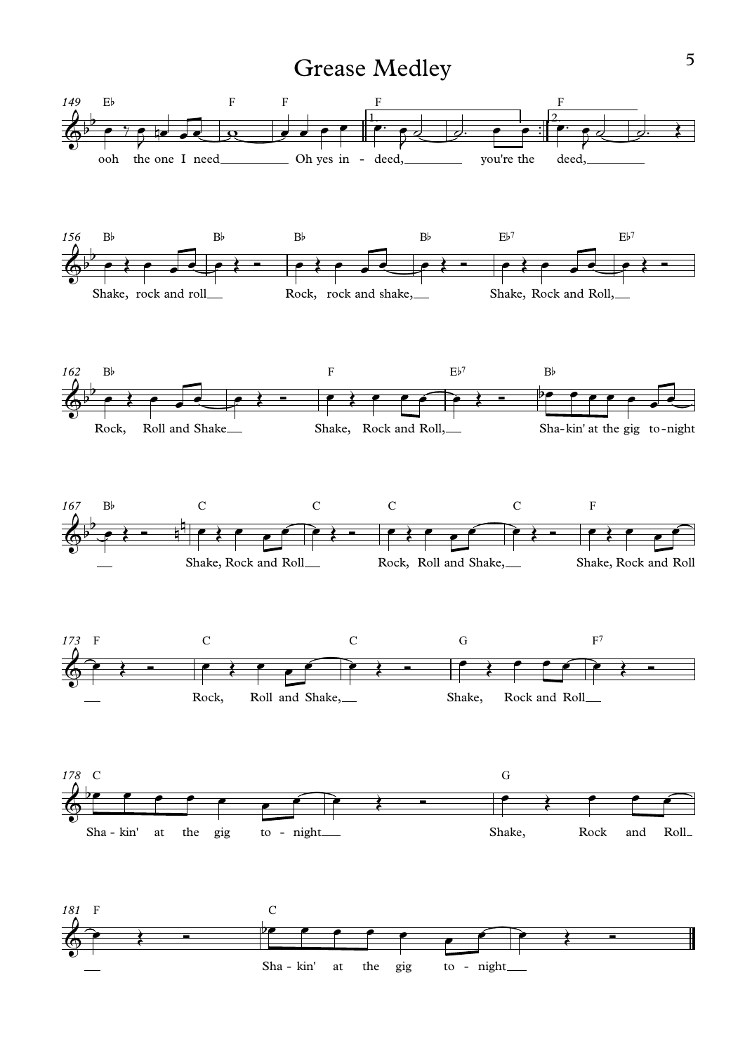# Grease Medley